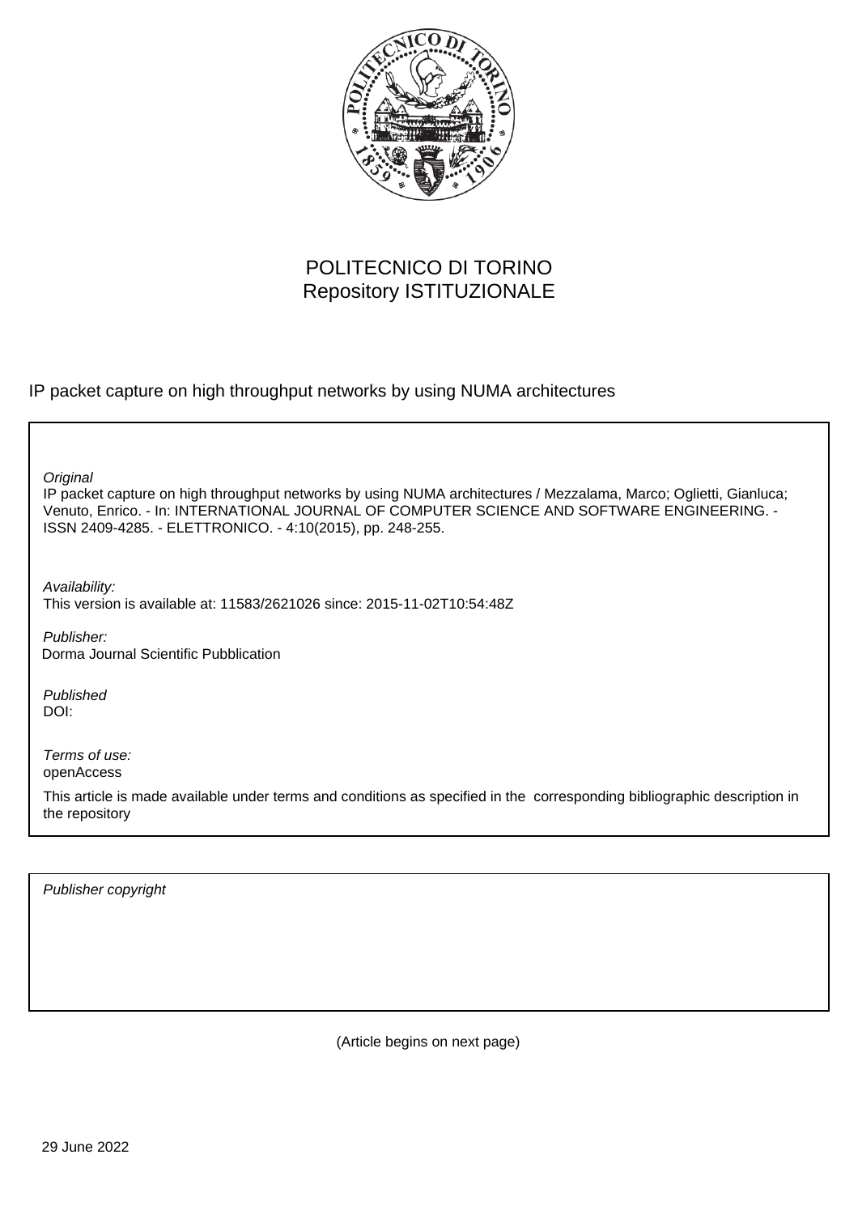POLITECNICO DI TORINO
Repository ISTITUZIONALE

IP packet capture on high throughput networks by using NUMA architectures

*Original*
IP packet capture on high throughput networks by using NUMA architectures / Mezzalama, Marco; Oglietti, Gianluca; Venuto, Enrico. - In: INTERNATIONAL JOURNAL OF COMPUTER SCIENCE AND SOFTWARE ENGINEERING. - ISSN 2409-4285. - ELETTRONICO. - 4:10(2015), pp. 248-255.

*Availability:*
This version is available at: 11583/2621026 since: 2015-11-02T10:54:48Z

*Publisher:*
Dorma Journal Scientific Pubblication

*Published*
DOI:

*Terms of use:*
openAccess

This article is made available under terms and conditions as specified in the corresponding bibliographic description in the repository

*Publisher copyright*

(Article begins on next page)

29 June 2022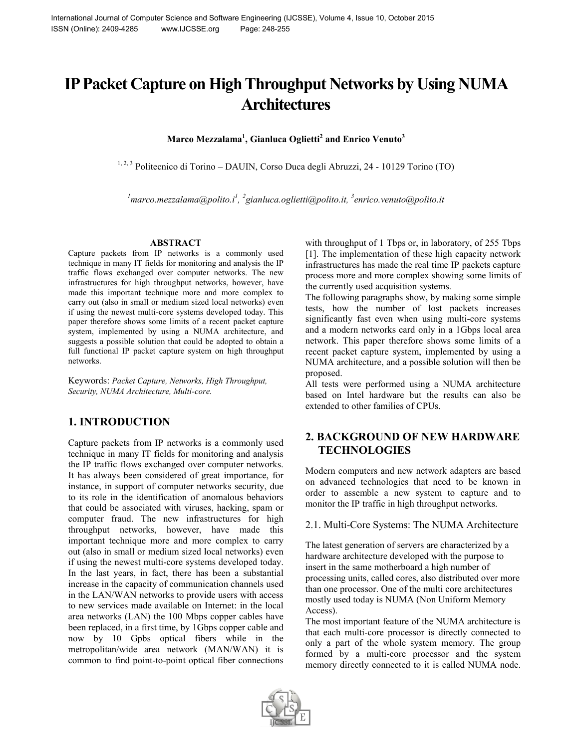# IP Packet Capture on High Throughput Networks by Using NUMA Architectures

**Marco Mezzalama[1], Gianluca Oglietti[2] and Enrico Venuto[3]**

[1, 2, 3] Politecnico di Torino – DAUIN, Corso Duca degli Abruzzi, 24 - 10129 Torino (TO)

[1]marco.mezzalama@polito.i[1], [2]gianluca.oglietti@polito.it, [3]enrico.venuto@polito.it

### ABSTRACT

Capture packets from IP networks is a commonly used technique in many IT fields for monitoring and analysis the IP traffic flows exchanged over computer networks. The new infrastructures for high throughput networks, however, have made this important technique more and more complex to carry out (also in small or medium sized local networks) even if using the newest multi-core systems developed today. This paper therefore shows some limits of a recent packet capture system, implemented by using a NUMA architecture, and suggests a possible solution that could be adopted to obtain a full functional IP packet capture system on high throughput networks.

Keywords: *Packet Capture, Networks, High Throughput, Security, NUMA Architecture, Multi-core.*

## 1. INTRODUCTION

Capture packets from IP networks is a commonly used technique in many IT fields for monitoring and analysis the IP traffic flows exchanged over computer networks. It has always been considered of great importance, for instance, in support of computer networks security, due to its role in the identification of anomalous behaviors that could be associated with viruses, hacking, spam or computer fraud. The new infrastructures for high throughput networks, however, have made this important technique more and more complex to carry out (also in small or medium sized local networks) even if using the newest multi-core systems developed today. In the last years, in fact, there has been a substantial increase in the capacity of communication channels used in the LAN/WAN networks to provide users with access to new services made available on Internet: in the local area networks (LAN) the 100 Mbps copper cables have been replaced, in a first time, by 1Gbps copper cable and now by 10 Gpbs optical fibers while in the metropolitan/wide area network (MAN/WAN) it is common to find point-to-point optical fiber connections with throughput of 1 Tbps or, in laboratory, of 255 Tbps [1]. The implementation of these high capacity network infrastructures has made the real time IP packets capture process more and more complex showing some limits of the currently used acquisition systems.

The following paragraphs show, by making some simple tests, how the number of lost packets increases significantly fast even when using multi-core systems and a modern networks card only in a 1Gbps local area network. This paper therefore shows some limits of a recent packet capture system, implemented by using a NUMA architecture, and a possible solution will then be proposed.

All tests were performed using a NUMA architecture based on Intel hardware but the results can also be extended to other families of CPUs.

## 2. BACKGROUND OF NEW HARDWARE TECHNOLOGIES

Modern computers and new network adapters are based on advanced technologies that need to be known in order to assemble a new system to capture and to monitor the IP traffic in high throughput networks.

### 2.1. Multi-Core Systems: The NUMA Architecture

The latest generation of servers are characterized by a hardware architecture developed with the purpose to insert in the same motherboard a high number of processing units, called cores, also distributed over more than one processor. One of the multi core architectures mostly used today is NUMA (Non Uniform Memory Access).

The most important feature of the NUMA architecture is that each multi-core processor is directly connected to only a part of the whole system memory. The group formed by a multi-core processor and the system memory directly connected to it is called NUMA node.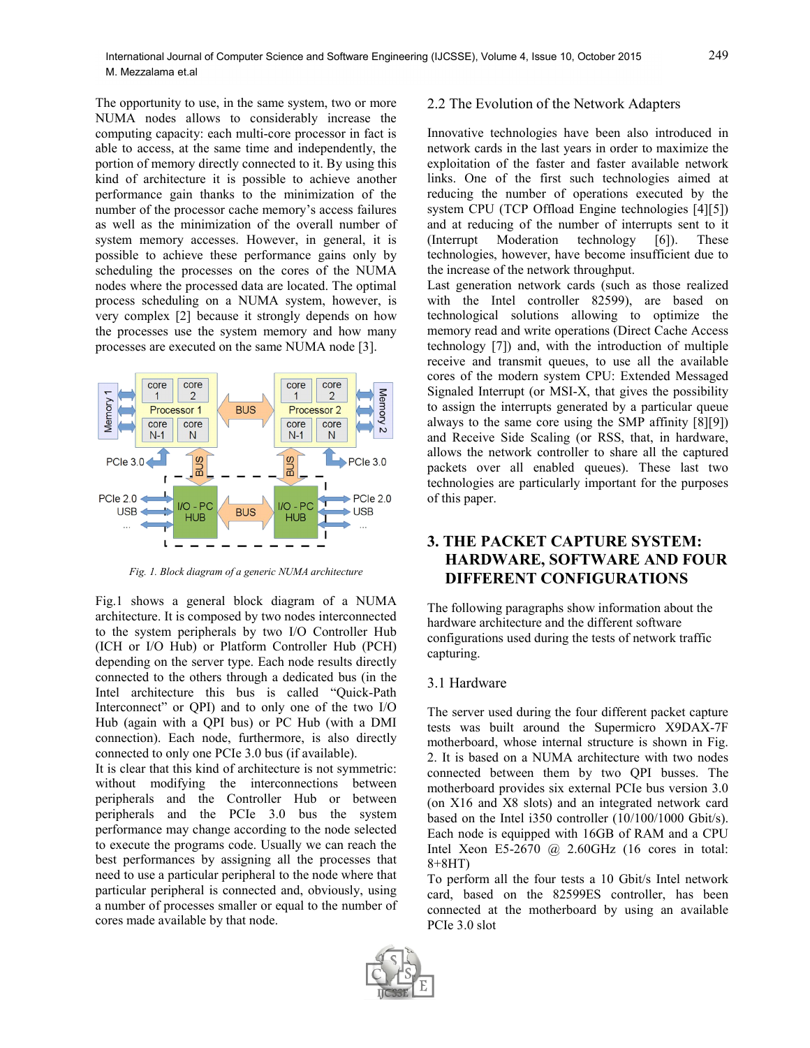The opportunity to use, in the same system, two or more NUMA nodes allows to considerably increase the computing capacity: each multi-core processor in fact is able to access, at the same time and independently, the portion of memory directly connected to it. By using this kind of architecture it is possible to achieve another performance gain thanks to the minimization of the number of the processor cache memory's access failures as well as the minimization of the overall number of system memory accesses. However, in general, it is possible to achieve these performance gains only by scheduling the processes on the cores of the NUMA nodes where the processed data are located. The optimal process scheduling on a NUMA system, however, is very complex [2] because it strongly depends on how the processes use the system memory and how many processes are executed on the same NUMA node [3].

*Fig. 1. Block diagram of a generic NUMA architecture*

Fig.1 shows a general block diagram of a NUMA architecture. It is composed by two nodes interconnected to the system peripherals by two I/O Controller Hub (ICH or I/O Hub) or Platform Controller Hub (PCH) depending on the server type. Each node results directly connected to the others through a dedicated bus (in the Intel architecture this bus is called "Quick-Path Interconnect" or QPI) and to only one of the two I/O Hub (again with a QPI bus) or PC Hub (with a DMI connection). Each node, furthermore, is also directly connected to only one PCIe 3.0 bus (if available).

It is clear that this kind of architecture is not symmetric: without modifying the interconnections between peripherals and the Controller Hub or between peripherals and the PCIe 3.0 bus the system performance may change according to the node selected to execute the programs code. Usually we can reach the best performances by assigning all the processes that need to use a particular peripheral to the node where that particular peripheral is connected and, obviously, using a number of processes smaller or equal to the number of cores made available by that node.

## 2.2 The Evolution of the Network Adapters

Innovative technologies have been also introduced in network cards in the last years in order to maximize the exploitation of the faster and faster available network links. One of the first such technologies aimed at reducing the number of operations executed by the system CPU (TCP Offload Engine technologies [4][5]) and at reducing of the number of interrupts sent to it (Interrupt Moderation technology [6]). These technologies, however, have become insufficient due to the increase of the network throughput.

Last generation network cards (such as those realized with the Intel controller 82599), are based on technological solutions allowing to optimize the memory read and write operations (Direct Cache Access technology [7]) and, with the introduction of multiple receive and transmit queues, to use all the available cores of the modern system CPU: Extended Messaged Signaled Interrupt (or MSI-X, that gives the possibility to assign the interrupts generated by a particular queue always to the same core using the SMP affinity [8][9]) and Receive Side Scaling (or RSS, that, in hardware, allows the network controller to share all the captured packets over all enabled queues). These last two technologies are particularly important for the purposes of this paper.

# 3. THE PACKET CAPTURE SYSTEM: HARDWARE, SOFTWARE AND FOUR DIFFERENT CONFIGURATIONS

The following paragraphs show information about the hardware architecture and the different software configurations used during the tests of network traffic capturing.

## 3.1 Hardware

The server used during the four different packet capture tests was built around the Supermicro X9DAX-7F motherboard, whose internal structure is shown in Fig. 2. It is based on a NUMA architecture with two nodes connected between them by two QPI busses. The motherboard provides six external PCIe bus version 3.0 (on X16 and X8 slots) and an integrated network card based on the Intel i350 controller (10/100/1000 Gbit/s). Each node is equipped with 16GB of RAM and a CPU Intel Xeon E5-2670 @ 2.60GHz (16 cores in total: 8+8HT)

To perform all the four tests a 10 Gbit/s Intel network card, based on the 82599ES controller, has been connected at the motherboard by using an available PCIe 3.0 slot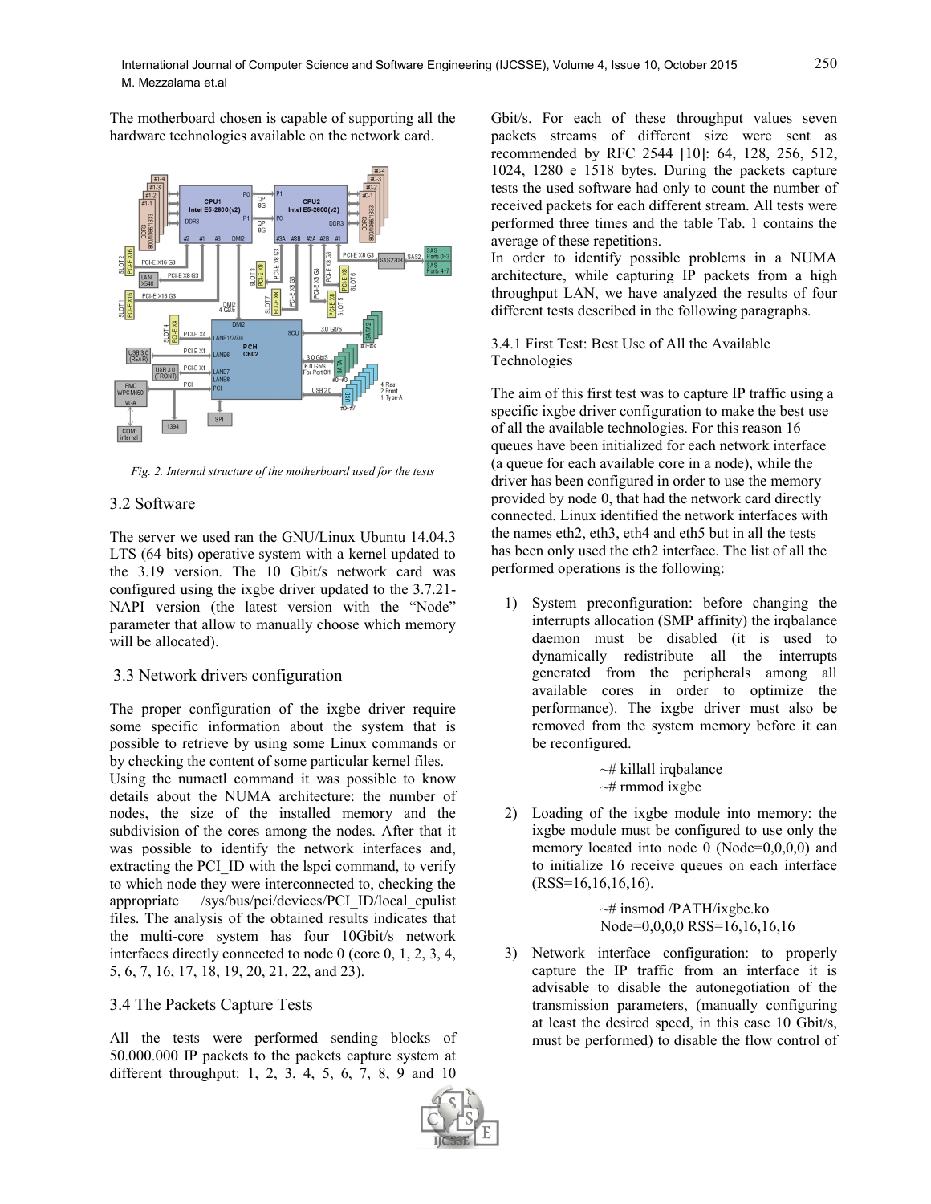The motherboard chosen is capable of supporting all the hardware technologies available on the network card.

*Fig. 2. Internal structure of the motherboard used for the tests*

## 3.2 Software

The server we used ran the GNU/Linux Ubuntu 14.04.3 LTS (64 bits) operative system with a kernel updated to the 3.19 version. The 10 Gbit/s network card was configured using the ixgbe driver updated to the 3.7.21-NAPI version (the latest version with the "Node" parameter that allow to manually choose which memory will be allocated).

## 3.3 Network drivers configuration

The proper configuration of the ixgbe driver require some specific information about the system that is possible to retrieve by using some Linux commands or by checking the content of some particular kernel files.

Using the numactl command it was possible to know details about the NUMA architecture: the number of nodes, the size of the installed memory and the subdivision of the cores among the nodes. After that it was possible to identify the network interfaces and, extracting the PCI_ID with the lspci command, to verify to which node they were interconnected to, checking the appropriate /sys/bus/pci/devices/PCI_ID/local_cpulist files. The analysis of the obtained results indicates that the multi-core system has four 10Gbit/s network interfaces directly connected to node 0 (core 0, 1, 2, 3, 4, 5, 6, 7, 16, 17, 18, 19, 20, 21, 22, and 23).

## 3.4 The Packets Capture Tests

All the tests were performed sending blocks of 50.000.000 IP packets to the packets capture system at different throughput: 1, 2, 3, 4, 5, 6, 7, 8, 9 and 10 Gbit/s. For each of these throughput values seven packets streams of different size were sent as recommended by RFC 2544 [10]: 64, 128, 256, 512, 1024, 1280 e 1518 bytes. During the packets capture tests the used software had only to count the number of received packets for each different stream. All tests were performed three times and the table Tab. 1 contains the average of these repetitions.

In order to identify possible problems in a NUMA architecture, while capturing IP packets from a high throughput LAN, we have analyzed the results of four different tests described in the following paragraphs.

### 3.4.1 First Test: Best Use of All the Available Technologies

The aim of this first test was to capture IP traffic using a specific ixgbe driver configuration to make the best use of all the available technologies. For this reason 16 queues have been initialized for each network interface (a queue for each available core in a node), while the driver has been configured in order to use the memory provided by node 0, that had the network card directly connected. Linux identified the network interfaces with the names eth2, eth3, eth4 and eth5 but in all the tests has been only used the eth2 interface. The list of all the performed operations is the following:

1) System preconfiguration: before changing the interrupts allocation (SMP affinity) the irqbalance daemon must be disabled (it is used to dynamically redistribute all the interrupts generated from the peripherals among all available cores in order to optimize the performance). The ixgbe driver must also be removed from the system memory before it can be reconfigured.

```
~# killall irqbalance
~# rmmod ixgbe
```

2) Loading of the ixgbe module into memory: the ixgbe module must be configured to use only the memory located into node 0 (Node=0,0,0,0) and to initialize 16 receive queues on each interface (RSS=16,16,16,16).

```
~# insmod /PATH/ixgbe.ko
Node=0,0,0,0 RSS=16,16,16,16
```

3) Network interface configuration: to properly capture the IP traffic from an interface it is advisable to disable the autonegotiation of the transmission parameters, (manually configuring at least the desired speed, in this case 10 Gbit/s, must be performed) to disable the flow control of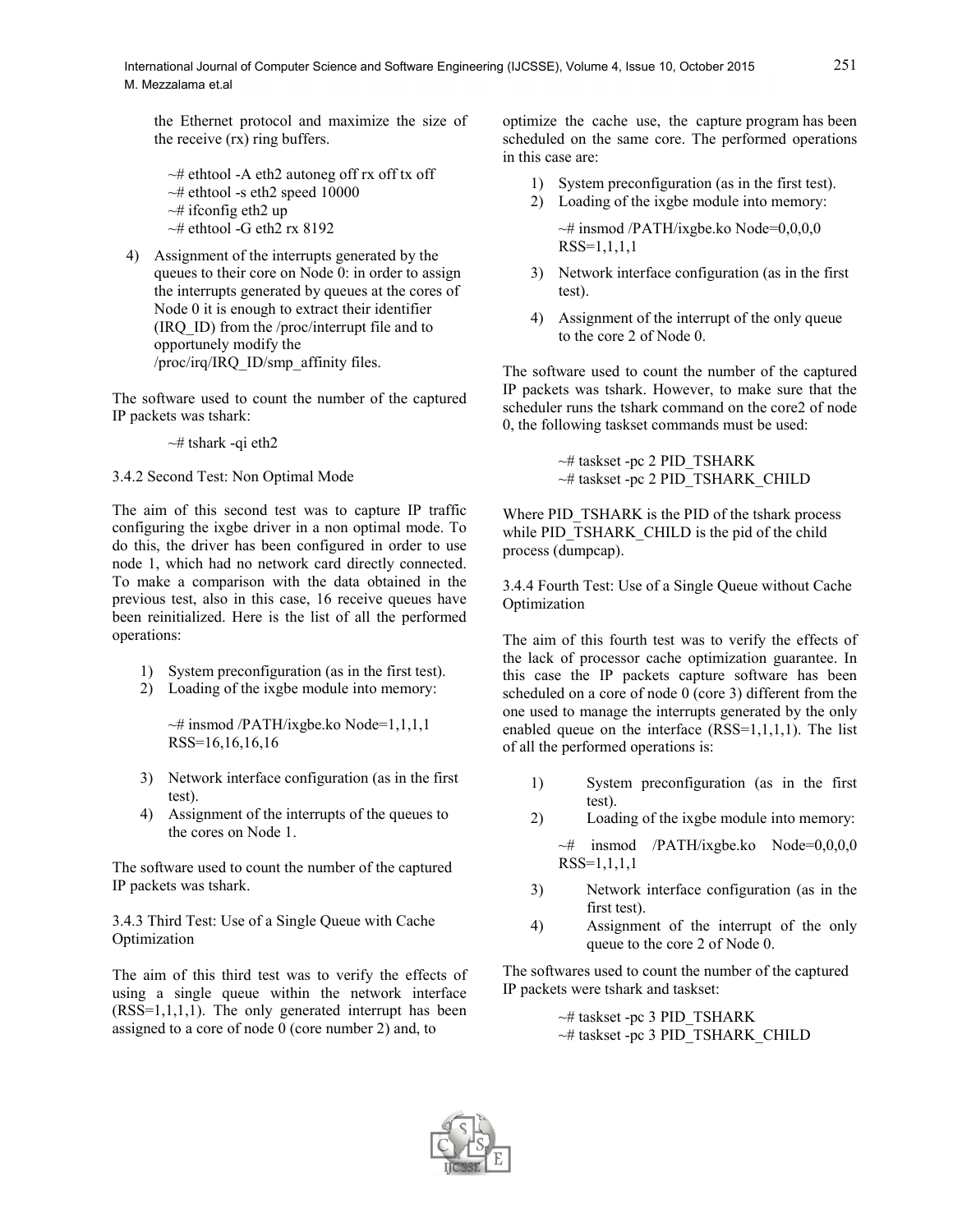the Ethernet protocol and maximize the size of the receive (rx) ring buffers.

```
~# ethtool -A eth2 autoneg off rx off tx off
~# ethtool -s eth2 speed 10000
~# ifconfig eth2 up
~# ethtool -G eth2 rx 8192
```

4) Assignment of the interrupts generated by the queues to their core on Node 0: in order to assign the interrupts generated by queues at the cores of Node 0 it is enough to extract their identifier (IRQ_ID) from the /proc/interrupt file and to opportunely modify the /proc/irq/IRQ_ID/smp_affinity files.

The software used to count the number of the captured IP packets was tshark:

```
~# tshark -qi eth2
```

3.4.2 Second Test: Non Optimal Mode

The aim of this second test was to capture IP traffic configuring the ixgbe driver in a non optimal mode. To do this, the driver has been configured in order to use node 1, which had no network card directly connected. To make a comparison with the data obtained in the previous test, also in this case, 16 receive queues have been reinitialized. Here is the list of all the performed operations:

1) System preconfiguration (as in the first test).
2) Loading of the ixgbe module into memory:

```
~# insmod /PATH/ixgbe.ko Node=1,1,1,1 RSS=16,16,16,16
```

3) Network interface configuration (as in the first test).
4) Assignment of the interrupts of the queues to the cores on Node 1.

The software used to count the number of the captured IP packets was tshark.

3.4.3 Third Test: Use of a Single Queue with Cache Optimization

The aim of this third test was to verify the effects of using a single queue within the network interface (RSS=1,1,1,1). The only generated interrupt has been assigned to a core of node 0 (core number 2) and, to optimize the cache use, the capture program has been scheduled on the same core. The performed operations in this case are:

1) System preconfiguration (as in the first test).
2) Loading of the ixgbe module into memory:

```
~# insmod /PATH/ixgbe.ko Node=0,0,0,0 RSS=1,1,1,1
```

3) Network interface configuration (as in the first test).
4) Assignment of the interrupt of the only queue to the core 2 of Node 0.

The software used to count the number of the captured IP packets was tshark. However, to make sure that the scheduler runs the tshark command on the core2 of node 0, the following taskset commands must be used:

```
~# taskset -pc 2 PID_TSHARK
~# taskset -pc 2 PID_TSHARK_CHILD
```

Where PID_TSHARK is the PID of the tshark process while PID_TSHARK_CHILD is the pid of the child process (dumpcap).

3.4.4 Fourth Test: Use of a Single Queue without Cache Optimization

The aim of this fourth test was to verify the effects of the lack of processor cache optimization guarantee. In this case the IP packets capture software has been scheduled on a core of node 0 (core 3) different from the one used to manage the interrupts generated by the only enabled queue on the interface (RSS=1,1,1,1). The list of all the performed operations is:

1) System preconfiguration (as in the first test).
2) Loading of the ixgbe module into memory:

```
~# insmod /PATH/ixgbe.ko Node=0,0,0,0 RSS=1,1,1,1
```

3) Network interface configuration (as in the first test).
4) Assignment of the interrupt of the only queue to the core 2 of Node 0.

The softwares used to count the number of the captured IP packets were tshark and taskset:

```
~# taskset -pc 3 PID_TSHARK
~# taskset -pc 3 PID_TSHARK_CHILD
```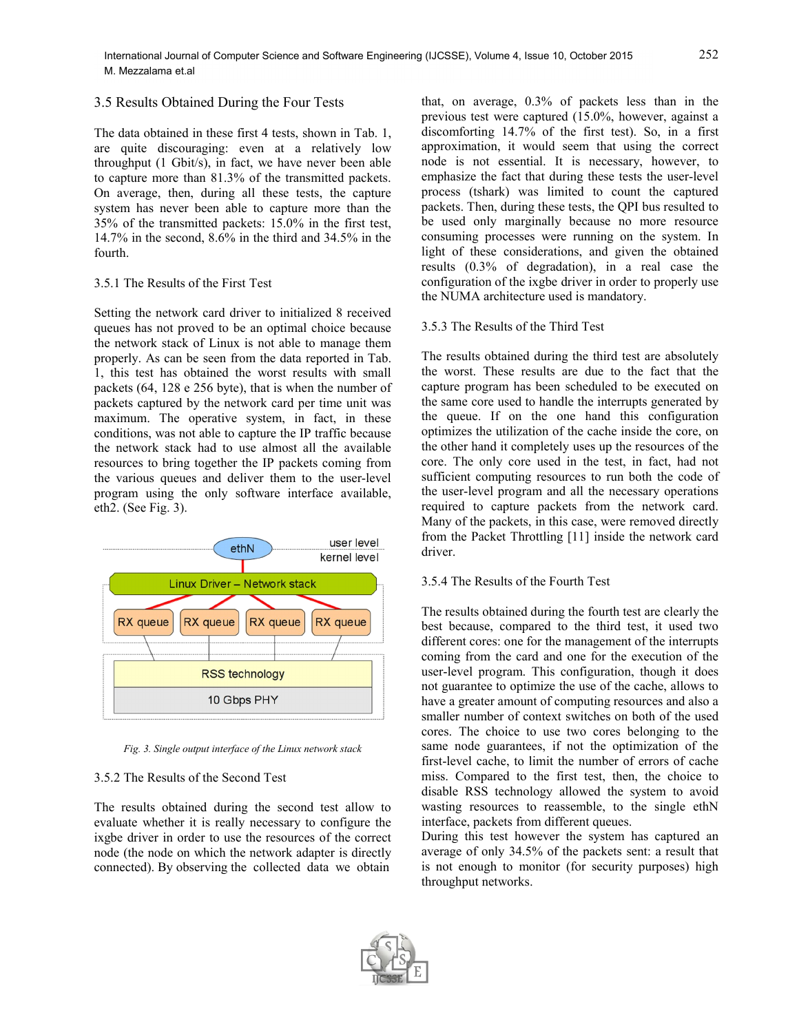## 3.5 Results Obtained During the Four Tests

The data obtained in these first 4 tests, shown in Tab. 1, are quite discouraging: even at a relatively low throughput (1 Gbit/s), in fact, we have never been able to capture more than 81.3% of the transmitted packets. On average, then, during all these tests, the capture system has never been able to capture more than the 35% of the transmitted packets: 15.0% in the first test, 14.7% in the second, 8.6% in the third and 34.5% in the fourth.

### 3.5.1 The Results of the First Test

Setting the network card driver to initialized 8 received queues has not proved to be an optimal choice because the network stack of Linux is not able to manage them properly. As can be seen from the data reported in Tab. 1, this test has obtained the worst results with small packets (64, 128 e 256 byte), that is when the number of packets captured by the network card per time unit was maximum. The operative system, in fact, in these conditions, was not able to capture the IP traffic because the network stack had to use almost all the available resources to bring together the IP packets coming from the various queues and deliver them to the user-level program using the only software interface available, eth2. (See Fig. 3).

*Fig. 3. Single output interface of the Linux network stack*

### 3.5.2 The Results of the Second Test

The results obtained during the second test allow to evaluate whether it is really necessary to configure the ixgbe driver in order to use the resources of the correct node (the node on which the network adapter is directly connected). By observing the collected data we obtain that, on average, 0.3% of packets less than in the previous test were captured (15.0%, however, against a discomforting 14.7% of the first test). So, in a first approximation, it would seem that using the correct node is not essential. It is necessary, however, to emphasize the fact that during these tests the user-level process (tshark) was limited to count the captured packets. Then, during these tests, the QPI bus resulted to be used only marginally because no more resource consuming processes were running on the system. In light of these considerations, and given the obtained results (0.3% of degradation), in a real case the configuration of the ixgbe driver in order to properly use the NUMA architecture used is mandatory.

### 3.5.3 The Results of the Third Test

The results obtained during the third test are absolutely the worst. These results are due to the fact that the capture program has been scheduled to be executed on the same core used to handle the interrupts generated by the queue. If on the one hand this configuration optimizes the utilization of the cache inside the core, on the other hand it completely uses up the resources of the core. The only core used in the test, in fact, had not sufficient computing resources to run both the code of the user-level program and all the necessary operations required to capture packets from the network card. Many of the packets, in this case, were removed directly from the Packet Throttling [11] inside the network card driver.

### 3.5.4 The Results of the Fourth Test

The results obtained during the fourth test are clearly the best because, compared to the third test, it used two different cores: one for the management of the interrupts coming from the card and one for the execution of the user-level program. This configuration, though it does not guarantee to optimize the use of the cache, allows to have a greater amount of computing resources and also a smaller number of context switches on both of the used cores. The choice to use two cores belonging to the same node guarantees, if not the optimization of the first-level cache, to limit the number of errors of cache miss. Compared to the first test, then, the choice to disable RSS technology allowed the system to avoid wasting resources to reassemble, to the single ethN interface, packets from different queues.

During this test however the system has captured an average of only 34.5% of the packets sent: a result that is not enough to monitor (for security purposes) high throughput networks.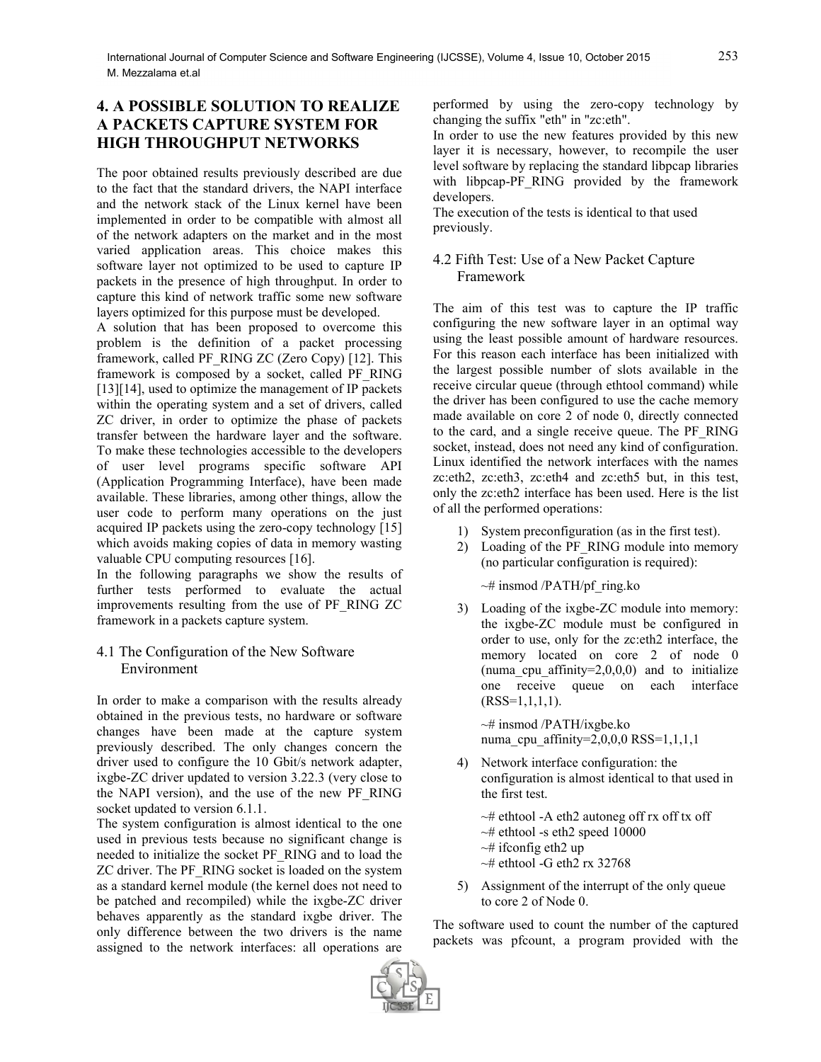# 4. A POSSIBLE SOLUTION TO REALIZE A PACKETS CAPTURE SYSTEM FOR HIGH THROUGHPUT NETWORKS

The poor obtained results previously described are due to the fact that the standard drivers, the NAPI interface and the network stack of the Linux kernel have been implemented in order to be compatible with almost all of the network adapters on the market and in the most varied application areas. This choice makes this software layer not optimized to be used to capture IP packets in the presence of high throughput. In order to capture this kind of network traffic some new software layers optimized for this purpose must be developed.

A solution that has been proposed to overcome this problem is the definition of a packet processing framework, called PF_RING ZC (Zero Copy) [12]. This framework is composed by a socket, called PF_RING [13][14], used to optimize the management of IP packets within the operating system and a set of drivers, called ZC driver, in order to optimize the phase of packets transfer between the hardware layer and the software. To make these technologies accessible to the developers of user level programs specific software API (Application Programming Interface), have been made available. These libraries, among other things, allow the user code to perform many operations on the just acquired IP packets using the zero-copy technology [15] which avoids making copies of data in memory wasting valuable CPU computing resources [16].

In the following paragraphs we show the results of further tests performed to evaluate the actual improvements resulting from the use of PF_RING ZC framework in a packets capture system.

## 4.1 The Configuration of the New Software Environment

In order to make a comparison with the results already obtained in the previous tests, no hardware or software changes have been made at the capture system previously described. The only changes concern the driver used to configure the 10 Gbit/s network adapter, ixgbe-ZC driver updated to version 3.22.3 (very close to the NAPI version), and the use of the new PF_RING socket updated to version 6.1.1.

The system configuration is almost identical to the one used in previous tests because no significant change is needed to initialize the socket PF_RING and to load the ZC driver. The PF_RING socket is loaded on the system as a standard kernel module (the kernel does not need to be patched and recompiled) while the ixgbe-ZC driver behaves apparently as the standard ixgbe driver. The only difference between the two drivers is the name assigned to the network interfaces: all operations are performed by using the zero-copy technology by changing the suffix "eth" in "zc:eth".

In order to use the new features provided by this new layer it is necessary, however, to recompile the user level software by replacing the standard libpcap libraries with libpcap-PF_RING provided by the framework developers.

The execution of the tests is identical to that used previously.

## 4.2 Fifth Test: Use of a New Packet Capture Framework

The aim of this test was to capture the IP traffic configuring the new software layer in an optimal way using the least possible amount of hardware resources. For this reason each interface has been initialized with the largest possible number of slots available in the receive circular queue (through ethtool command) while the driver has been configured to use the cache memory made available on core 2 of node 0, directly connected to the card, and a single receive queue. The PF_RING socket, instead, does not need any kind of configuration. Linux identified the network interfaces with the names zc:eth2, zc:eth3, zc:eth4 and zc:eth5 but, in this test, only the zc:eth2 interface has been used. Here is the list of all the performed operations:

1) System preconfiguration (as in the first test).
2) Loading of the PF_RING module into memory (no particular configuration is required):

   ~# insmod /PATH/pf_ring.ko

3) Loading of the ixgbe-ZC module into memory: the ixgbe-ZC module must be configured in order to use, only for the zc:eth2 interface, the memory located on core 2 of node 0 (numa_cpu_affinity=2,0,0,0) and to initialize one receive queue on each interface (RSS=1,1,1,1).

   ~# insmod /PATH/ixgbe.ko numa_cpu_affinity=2,0,0,0 RSS=1,1,1,1

4) Network interface configuration: the configuration is almost identical to that used in the first test.

   ~# ethtool -A eth2 autoneg off rx off tx off
   ~# ethtool -s eth2 speed 10000
   ~# ifconfig eth2 up
   ~# ethtool -G eth2 rx 32768

5) Assignment of the interrupt of the only queue to core 2 of Node 0.

The software used to count the number of the captured packets was pfcount, a program provided with the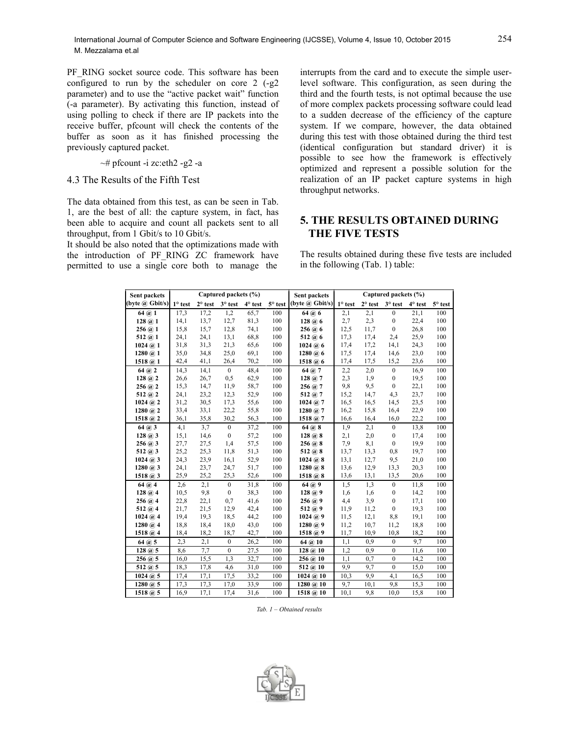PF_RING socket source code. This software has been configured to run by the scheduler on core 2 (-g2 parameter) and to use the "active packet wait" function (-a parameter). By activating this function, instead of using polling to check if there are IP packets into the receive buffer, pfcount will check the contents of the buffer as soon as it has finished processing the previously captured packet.

```
~# pfcount -i zc:eth2 -g2 -a
```

### 4.3 The Results of the Fifth Test

The data obtained from this test, as can be seen in Tab. 1, are the best of all: the capture system, in fact, has been able to acquire and count all packets sent to all throughput, from 1 Gbit/s to 10 Gbit/s.

It should be also noted that the optimizations made with the introduction of PF_RING ZC framework have permitted to use a single core both to manage the interrupts from the card and to execute the simple user-level software. This configuration, as seen during the third and the fourth tests, is not optimal because the use of more complex packets processing software could lead to a sudden decrease of the efficiency of the capture system. If we compare, however, the data obtained during this test with those obtained during the third test (identical configuration but standard driver) it is possible to see how the framework is effectively optimized and represent a possible solution for the realization of an IP packet capture systems in high throughput networks.

## 5. THE RESULTS OBTAINED DURING THE FIVE TESTS

The results obtained during these five tests are included in the following (Tab. 1) table:

| Sent packets | Captured packets (%) | | | | | Sent packets | Captured packets (%) | | | | |
|---|---|---|---|---|---|---|---|---|---|---|---|
| (byte @ Gbit/s) | 1° test | 2° test | 3° test | 4° test | 5° test | (byte @ Gbit/s) | 1° test | 2° test | 3° test | 4° test | 5° test |
| **64 @ 1** | 17,3 | 17,2 | 1,2 | 65,7 | 100 | **64 @ 6** | 2,1 | 2,1 | 0 | 21,1 | 100 |
| **128 @ 1** | 14,1 | 13,7 | 12,7 | 81,3 | 100 | **128 @ 6** | 2,7 | 2,3 | 0 | 22,4 | 100 |
| **256 @ 1** | 15,8 | 15,7 | 12,8 | 74,1 | 100 | **256 @ 6** | 12,5 | 11,7 | 0 | 26,8 | 100 |
| **512 @ 1** | 24,1 | 24,1 | 13,1 | 68,8 | 100 | **512 @ 6** | 17,3 | 17,4 | 2,4 | 25,9 | 100 |
| **1024 @ 1** | 31,8 | 31,3 | 21,3 | 65,6 | 100 | **1024 @ 6** | 17,4 | 17,2 | 14,1 | 24,3 | 100 |
| **1280 @ 1** | 35,0 | 34,8 | 25,0 | 69,1 | 100 | **1280 @ 6** | 17,5 | 17,4 | 14,6 | 23,0 | 100 |
| **1518 @ 1** | 42,4 | 41,1 | 26,4 | 70,2 | 100 | **1518 @ 6** | 17,4 | 17,5 | 15,2 | 23,6 | 100 |
| **64 @ 2** | 14,3 | 14,1 | 0 | 48,4 | 100 | **64 @ 7** | 2,2 | 2,0 | 0 | 16,9 | 100 |
| **128 @ 2** | 26,6 | 26,7 | 0,5 | 62,9 | 100 | **128 @ 7** | 2,3 | 1,9 | 0 | 19,5 | 100 |
| **256 @ 2** | 15,3 | 14,7 | 11,9 | 58,7 | 100 | **256 @ 7** | 9,8 | 9,5 | 0 | 22,1 | 100 |
| **512 @ 2** | 24,1 | 23,2 | 12,3 | 52,9 | 100 | **512 @ 7** | 15,2 | 14,7 | 4,3 | 23,7 | 100 |
| **1024 @ 2** | 31,2 | 30,5 | 17,3 | 55,6 | 100 | **1024 @ 7** | 16,5 | 16,5 | 14,5 | 23,5 | 100 |
| **1280 @ 2** | 33,4 | 33,1 | 22,2 | 55,8 | 100 | **1280 @ 7** | 16,2 | 15,8 | 16,4 | 22,9 | 100 |
| **1518 @ 2** | 36,1 | 35,8 | 30,2 | 56,3 | 100 | **1518 @ 7** | 16,6 | 16,4 | 16,0 | 22,2 | 100 |
| **64 @ 3** | 4,1 | 3,7 | 0 | 37,2 | 100 | **64 @ 8** | 1,9 | 2,1 | 0 | 13,8 | 100 |
| **128 @ 3** | 15,1 | 14,6 | 0 | 57,2 | 100 | **128 @ 8** | 2,1 | 2,0 | 0 | 17,4 | 100 |
| **256 @ 3** | 27,7 | 27,5 | 1,4 | 57,5 | 100 | **256 @ 8** | 7,9 | 8,1 | 0 | 19,9 | 100 |
| **512 @ 3** | 25,2 | 25,3 | 11,8 | 51,3 | 100 | **512 @ 8** | 13,7 | 13,3 | 0,8 | 19,7 | 100 |
| **1024 @ 3** | 24,3 | 23,9 | 16,1 | 52,9 | 100 | **1024 @ 8** | 13,1 | 12,7 | 9,5 | 21,0 | 100 |
| **1280 @ 3** | 24,1 | 23,7 | 24,7 | 51,7 | 100 | **1280 @ 8** | 13,6 | 12,9 | 13,3 | 20,3 | 100 |
| **1518 @ 3** | 25,9 | 25,2 | 25,3 | 52,6 | 100 | **1518 @ 8** | 13,6 | 13,1 | 13,5 | 20,6 | 100 |
| **64 @ 4** | 2,6 | 2,1 | 0 | 31,8 | 100 | **64 @ 9** | 1,5 | 1,3 | 0 | 11,8 | 100 |
| **128 @ 4** | 10,5 | 9,8 | 0 | 38,3 | 100 | **128 @ 9** | 1,6 | 1,6 | 0 | 14,2 | 100 |
| **256 @ 4** | 22,8 | 22,1 | 0,7 | 41,6 | 100 | **256 @ 9** | 4,4 | 3,9 | 0 | 17,1 | 100 |
| **512 @ 4** | 21,7 | 21,5 | 12,9 | 42,4 | 100 | **512 @ 9** | 11,9 | 11,2 | 0 | 19,3 | 100 |
| **1024 @ 4** | 19,4 | 19,3 | 18,5 | 44,2 | 100 | **1024 @ 9** | 11,5 | 12,1 | 8,8 | 19,1 | 100 |
| **1280 @ 4** | 18,8 | 18,4 | 18,0 | 43,0 | 100 | **1280 @ 9** | 11,2 | 10,7 | 11,2 | 18,8 | 100 |
| **1518 @ 4** | 18,4 | 18,2 | 18,7 | 42,7 | 100 | **1518 @ 9** | 11,7 | 10,9 | 10,8 | 18,2 | 100 |
| **64 @ 5** | 2,3 | 2,1 | 0 | 26,2 | 100 | **64 @ 10** | 1,1 | 0,9 | 0 | 9,7 | 100 |
| **128 @ 5** | 8,6 | 7,7 | 0 | 27,5 | 100 | **128 @ 10** | 1,2 | 0,9 | 0 | 11,6 | 100 |
| **256 @ 5** | 16,0 | 15,5 | 1,3 | 32,7 | 100 | **256 @ 10** | 1,1 | 0,7 | 0 | 14,2 | 100 |
| **512 @ 5** | 18,3 | 17,8 | 4,6 | 31,0 | 100 | **512 @ 10** | 9,9 | 9,7 | 0 | 15,0 | 100 |
| **1024 @ 5** | 17,4 | 17,1 | 17,5 | 33,2 | 100 | **1024 @ 10** | 10,3 | 9,9 | 4,1 | 16,5 | 100 |
| **1280 @ 5** | 17,3 | 17,3 | 17,0 | 33,9 | 100 | **1280 @ 10** | 9,7 | 10,1 | 9,8 | 15,3 | 100 |
| **1518 @ 5** | 16,9 | 17,1 | 17,4 | 31,6 | 100 | **1518 @ 10** | 10,1 | 9,8 | 10,0 | 15,8 | 100 |

*Tab. 1 – Obtained results*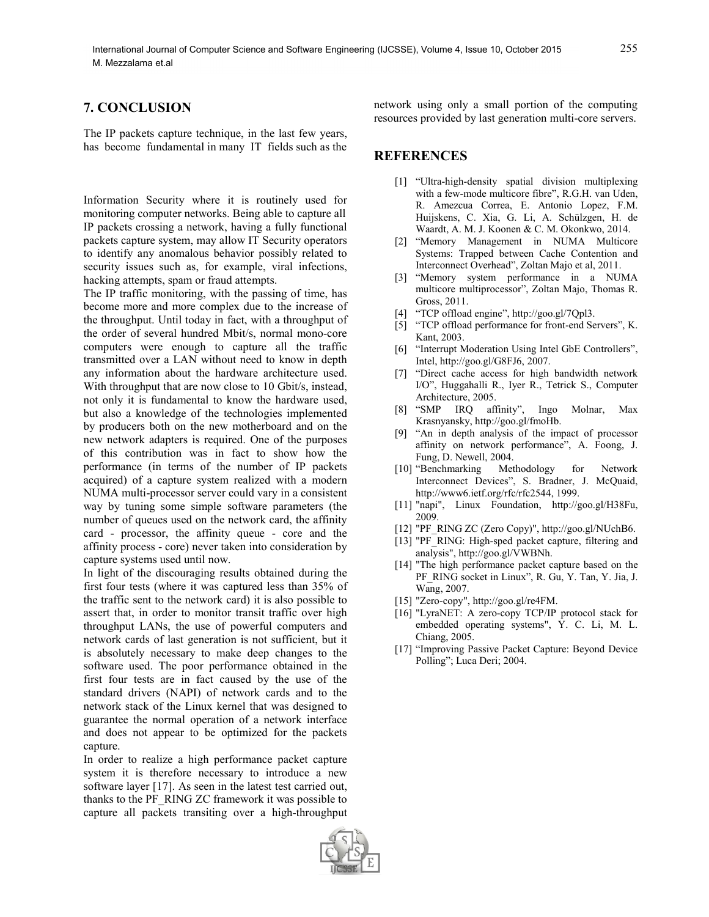## 7. CONCLUSION

The IP packets capture technique, in the last few years, has become fundamental in many IT fields such as the Information Security where it is routinely used for monitoring computer networks. Being able to capture all IP packets crossing a network, having a fully functional packets capture system, may allow IT Security operators to identify any anomalous behavior possibly related to security issues such as, for example, viral infections, hacking attempts, spam or fraud attempts.

The IP traffic monitoring, with the passing of time, has become more and more complex due to the increase of the throughput. Until today in fact, with a throughput of the order of several hundred Mbit/s, normal mono-core computers were enough to capture all the traffic transmitted over a LAN without need to know in depth any information about the hardware architecture used. With throughput that are now close to 10 Gbit/s, instead, not only it is fundamental to know the hardware used, but also a knowledge of the technologies implemented by producers both on the new motherboard and on the new network adapters is required. One of the purposes of this contribution was in fact to show how the performance (in terms of the number of IP packets acquired) of a capture system realized with a modern NUMA multi-processor server could vary in a consistent way by tuning some simple software parameters (the number of queues used on the network card, the affinity card - processor, the affinity queue - core and the affinity process - core) never taken into consideration by capture systems used until now.

In light of the discouraging results obtained during the first four tests (where it was captured less than 35% of the traffic sent to the network card) it is also possible to assert that, in order to monitor transit traffic over high throughput LANs, the use of powerful computers and network cards of last generation is not sufficient, but it is absolutely necessary to make deep changes to the software used. The poor performance obtained in the first four tests are in fact caused by the use of the standard drivers (NAPI) of network cards and to the network stack of the Linux kernel that was designed to guarantee the normal operation of a network interface and does not appear to be optimized for the packets capture.

In order to realize a high performance packet capture system it is therefore necessary to introduce a new software layer [17]. As seen in the latest test carried out, thanks to the PF_RING ZC framework it was possible to capture all packets transiting over a high-throughput network using only a small portion of the computing resources provided by last generation multi-core servers.

## REFERENCES

[1] "Ultra-high-density spatial division multiplexing with a few-mode multicore fibre", R.G.H. van Uden, R. Amezcua Correa, E. Antonio Lopez, F.M. Huijskens, C. Xia, G. Li, A. Schülzgen, H. de Waardt, A. M. J. Koonen & C. M. Okonkwo, 2014.

[2] "Memory Management in NUMA Multicore Systems: Trapped between Cache Contention and Interconnect Overhead", Zoltan Majo et al, 2011.

[3] "Memory system performance in a NUMA multicore multiprocessor", Zoltan Majo, Thomas R. Gross, 2011.

[4] "TCP offload engine", http://goo.gl/7Qpl3.

[5] "TCP offload performance for front-end Servers", K. Kant, 2003.

[6] "Interrupt Moderation Using Intel GbE Controllers", Intel, http://goo.gl/G8FJ6, 2007.

[7] "Direct cache access for high bandwidth network I/O", Huggahalli R., Iyer R., Tetrick S., Computer Architecture, 2005.

[8] "SMP IRQ affinity", Ingo Molnar, Max Krasnyansky, http://goo.gl/fmoHb.

[9] "An in depth analysis of the impact of processor affinity on network performance", A. Foong, J. Fung, D. Newell, 2004.

[10] "Benchmarking Methodology for Network Interconnect Devices", S. Bradner, J. McQuaid, http://www6.ietf.org/rfc/rfc2544, 1999.

[11] "napi", Linux Foundation, http://goo.gl/H38Fu, 2009.

[12] "PF_RING ZC (Zero Copy)", http://goo.gl/NUchB6.

[13] "PF_RING: High-sped packet capture, filtering and analysis", http://goo.gl/VWBNh.

[14] "The high performance packet capture based on the PF_RING socket in Linux", R. Gu, Y. Tan, Y. Jia, J. Wang, 2007.

[15] "Zero-copy", http://goo.gl/re4FM.

[16] "LyraNET: A zero-copy TCP/IP protocol stack for embedded operating systems", Y. C. Li, M. L. Chiang, 2005.

[17] "Improving Passive Packet Capture: Beyond Device Polling"; Luca Deri; 2004.